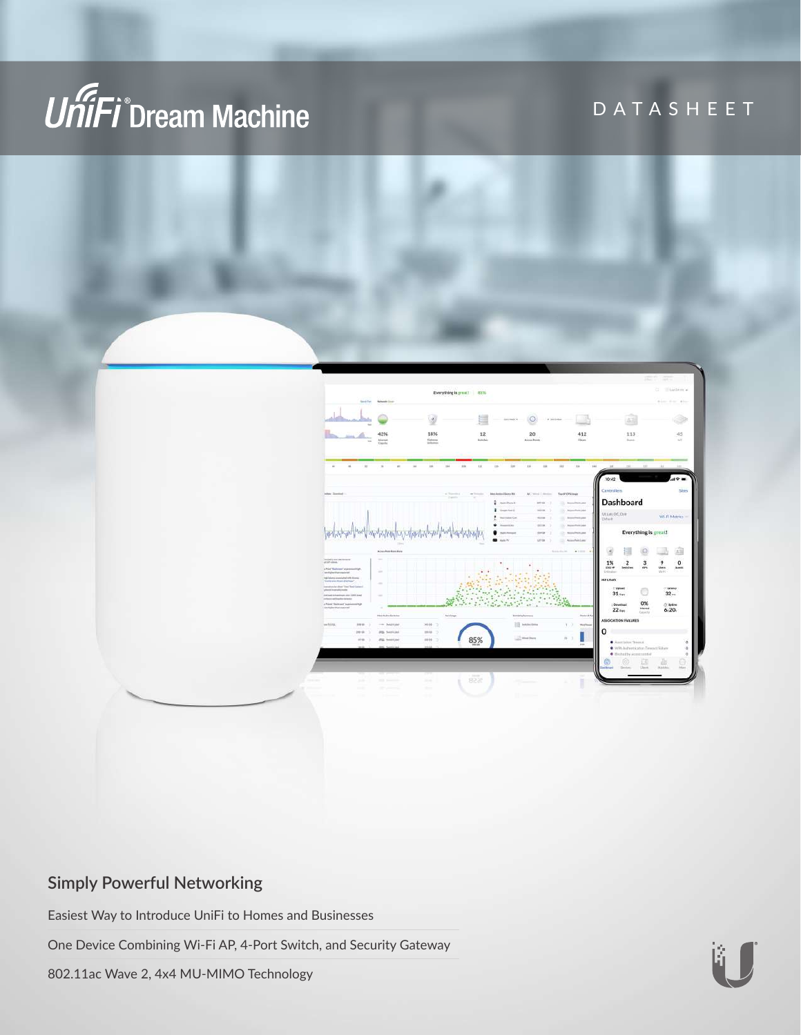# UniFi® Dream Machine

DATASHEET

## Simply Powerful Networking

Easiest Way to Introduce UniFi to Homes and Businesses

One Device Combining Wi-Fi AP, 4-Port Switch, and Security Gateway

802.11ac Wave 2, 4x4 MU-MIMO Technology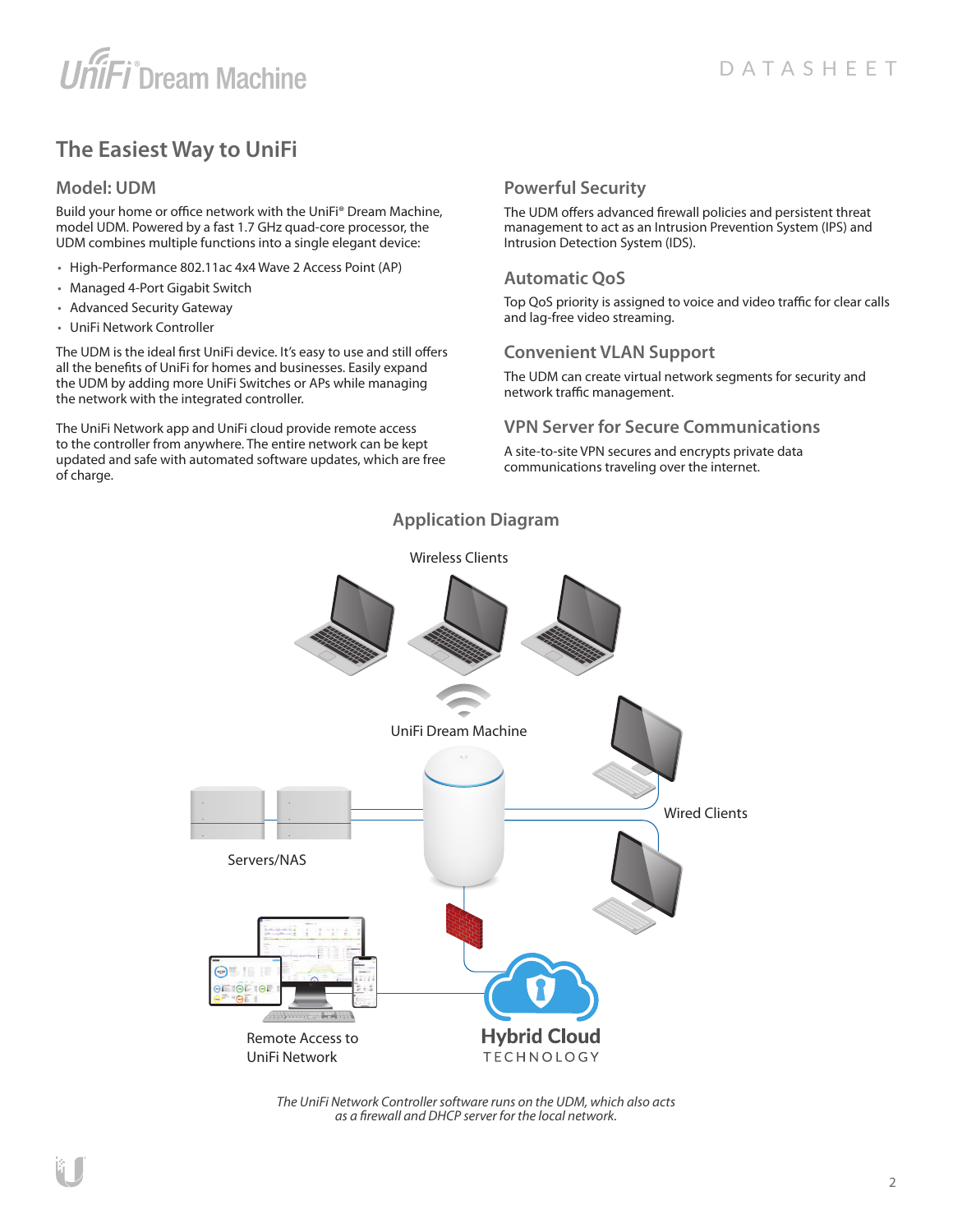## The Easiest Way to UniFi

### Model: UDM

Build your home or office network with the UniFi® Dream Machine, model UDM. Powered by a fast 1.7 GHz quad-core processor, the UDM combines multiple functions into a single elegant device:

- High-Performance 802.11ac 4x4 Wave 2 Access Point (AP)
- Managed 4-Port Gigabit Switch
- Advanced Security Gateway
- UniFi Network Controller

The UDM is the ideal first UniFi device. It's easy to use and still offers all the benefits of UniFi for homes and businesses. Easily expand the UDM by adding more UniFi Switches or APs while managing the network with the integrated controller.

The UniFi Network app and UniFi cloud provide remote access to the controller from anywhere. The entire network can be kept updated and safe with automated software updates, which are free of charge.

### Powerful Security

The UDM offers advanced firewall policies and persistent threat management to act as an Intrusion Prevention System (IPS) and Intrusion Detection System (IDS).

### Automatic QoS

Top QoS priority is assigned to voice and video traffic for clear calls and lag-free video streaming.

### Convenient VLAN Support

The UDM can create virtual network segments for security and network traffic management.

### VPN Server for Secure Communications

A site-to-site VPN secures and encrypts private data communications traveling over the internet.

### Application Diagram

Wireless Clients

UniFi Dream Machine

Wired Clients

Servers/NAS

Remote Access to UniFi Network

Hybrid Cloud TECHNOLOGY

*The UniFi Network Controller software runs on the UDM, which also acts as a firewall and DHCP server for the local network.*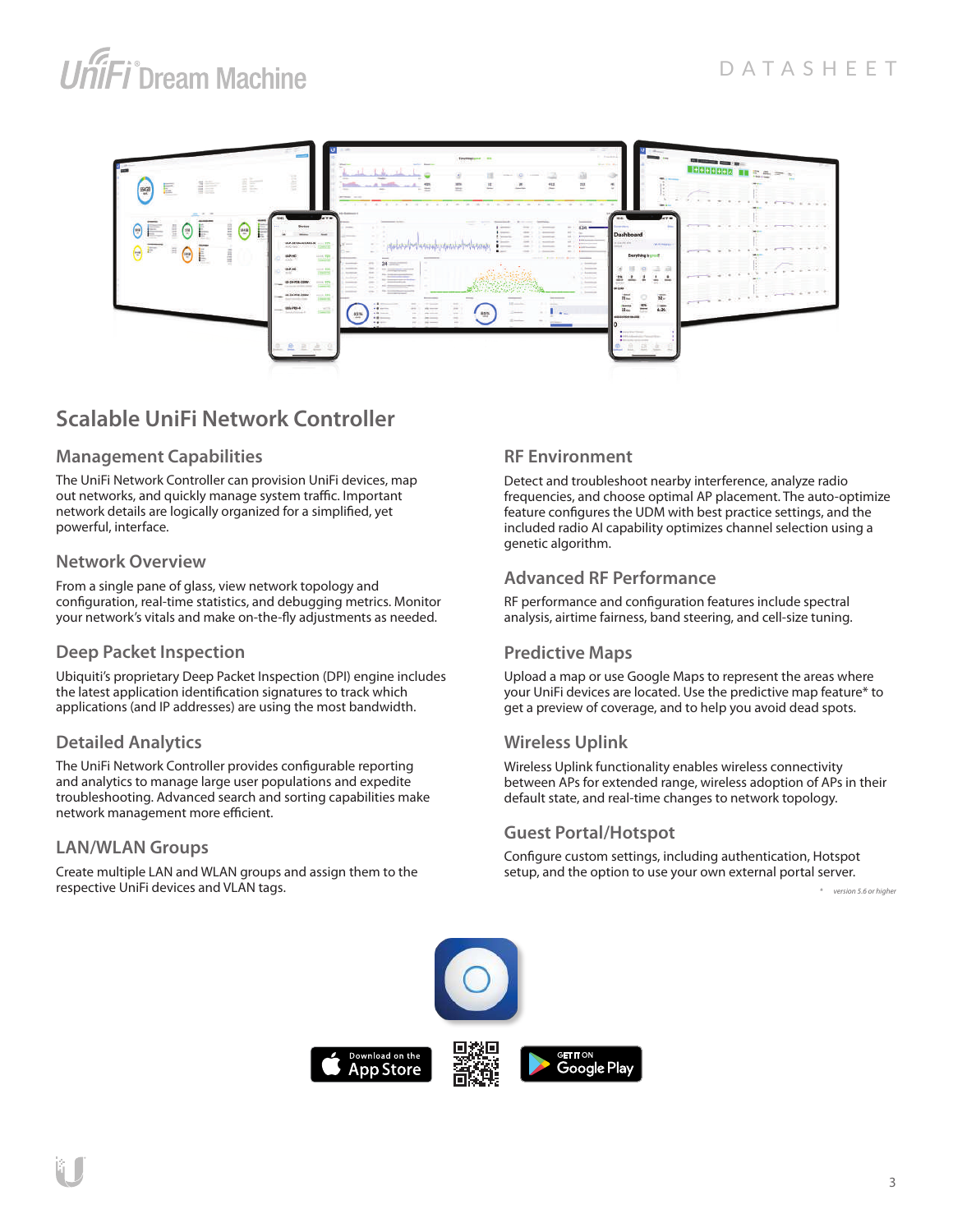## Scalable UniFi Network Controller

### Management Capabilities

The UniFi Network Controller can provision UniFi devices, map out networks, and quickly manage system traffic. Important network details are logically organized for a simplified, yet powerful, interface.

### Network Overview

From a single pane of glass, view network topology and configuration, real-time statistics, and debugging metrics. Monitor your network's vitals and make on-the-fly adjustments as needed.

### Deep Packet Inspection

Ubiquiti's proprietary Deep Packet Inspection (DPI) engine includes the latest application identification signatures to track which applications (and IP addresses) are using the most bandwidth.

### Detailed Analytics

The UniFi Network Controller provides configurable reporting and analytics to manage large user populations and expedite troubleshooting. Advanced search and sorting capabilities make network management more efficient.

### LAN/WLAN Groups

Create multiple LAN and WLAN groups and assign them to the respective UniFi devices and VLAN tags.

### RF Environment

Detect and troubleshoot nearby interference, analyze radio frequencies, and choose optimal AP placement. The auto-optimize feature configures the UDM with best practice settings, and the included radio AI capability optimizes channel selection using a genetic algorithm.

### Advanced RF Performance

RF performance and configuration features include spectral analysis, airtime fairness, band steering, and cell-size tuning.

### Predictive Maps

Upload a map or use Google Maps to represent the areas where your UniFi devices are located. Use the predictive map feature* to get a preview of coverage, and to help you avoid dead spots.

### Wireless Uplink

Wireless Uplink functionality enables wireless connectivity between APs for extended range, wireless adoption of APs in their default state, and real-time changes to network topology.

### Guest Portal/Hotspot

Configure custom settings, including authentication, Hotspot setup, and the option to use your own external portal server.

\* *version 5.6 or higher*

Download on the App Store

GET IT ON Google Play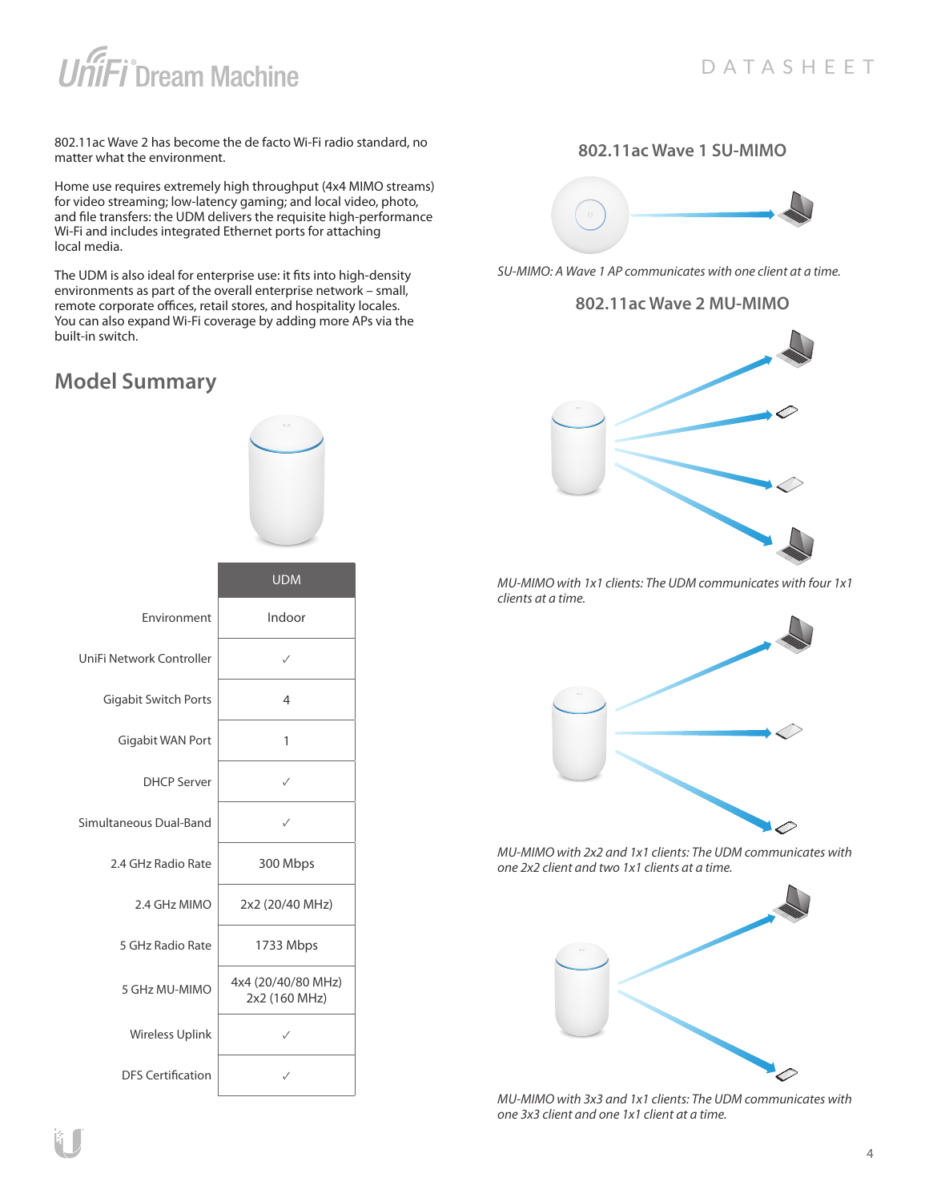802.11ac Wave 2 has become the de facto Wi-Fi radio standard, no matter what the environment.

Home use requires extremely high throughput (4x4 MIMO streams) for video streaming; low-latency gaming; and local video, photo, and file transfers: the UDM delivers the requisite high-performance Wi-Fi and includes integrated Ethernet ports for attaching local media.

The UDM is also ideal for enterprise use: it fits into high-density environments as part of the overall enterprise network – small, remote corporate offices, retail stores, and hospitality locales. You can also expand Wi-Fi coverage by adding more APs via the built-in switch.

## Model Summary

| | UDM |
|---|---|
| Environment | Indoor |
| UniFi Network Controller | ✓ |
| Gigabit Switch Ports | 4 |
| Gigabit WAN Port | 1 |
| DHCP Server | ✓ |
| Simultaneous Dual-Band | ✓ |
| 2.4 GHz Radio Rate | 300 Mbps |
| 2.4 GHz MIMO | 2x2 (20/40 MHz) |
| 5 GHz Radio Rate | 1733 Mbps |
| 5 GHz MU-MIMO | 4x4 (20/40/80 MHz) 2x2 (160 MHz) |
| Wireless Uplink | ✓ |
| DFS Certification | ✓ |

### 802.11ac Wave 1 SU-MIMO

*SU-MIMO: A Wave 1 AP communicates with one client at a time.*

### 802.11ac Wave 2 MU-MIMO

*MU-MIMO with 1x1 clients: The UDM communicates with four 1x1 clients at a time.*

*MU-MIMO with 2x2 and 1x1 clients: The UDM communicates with one 2x2 client and two 1x1 clients at a time.*

*MU-MIMO with 3x3 and 1x1 clients: The UDM communicates with one 3x3 client and one 1x1 client at a time.*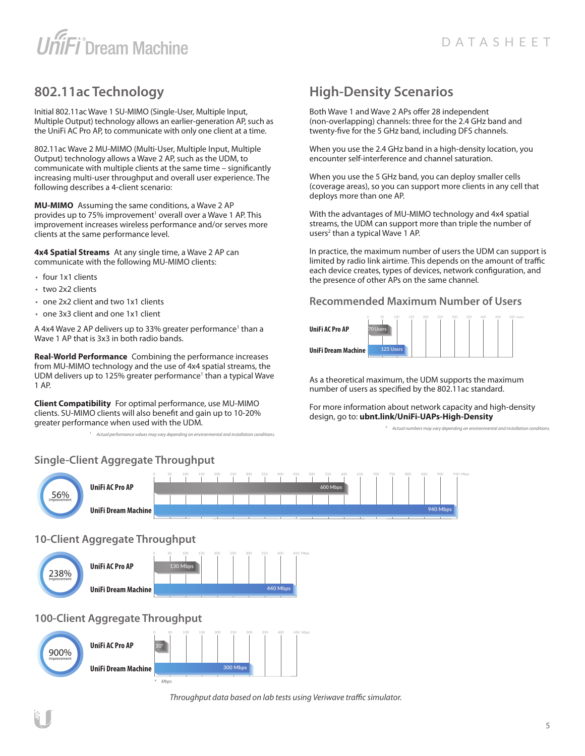## 802.11ac Technology

Initial 802.11ac Wave 1 SU-MIMO (Single-User, Multiple Input, Multiple Output) technology allows an earlier-generation AP, such as the UniFi AC Pro AP, to communicate with only one client at a time.

802.11ac Wave 2 MU-MIMO (Multi-User, Multiple Input, Multiple Output) technology allows a Wave 2 AP, such as the UDM, to communicate with multiple clients at the same time – significantly increasing multi-user throughput and overall user experience. The following describes a 4-client scenario:

**MU-MIMO** Assuming the same conditions, a Wave 2 AP provides up to 75% improvement[1] overall over a Wave 1 AP. This improvement increases wireless performance and/or serves more clients at the same performance level.

**4x4 Spatial Streams** At any single time, a Wave 2 AP can communicate with the following MU-MIMO clients:

- four 1x1 clients
- two 2x2 clients
- one 2x2 client and two 1x1 clients
- one 3x3 client and one 1x1 client

A 4x4 Wave 2 AP delivers up to 33% greater performance[1] than a Wave 1 AP that is 3x3 in both radio bands.

**Real-World Performance** Combining the performance increases from MU-MIMO technology and the use of 4x4 spatial streams, the UDM delivers up to 125% greater performance[1] than a typical Wave 1 AP.

**Client Compatibility** For optimal performance, use MU-MIMO clients. SU-MIMO clients will also benefit and gain up to 10-20% greater performance when used with the UDM.

[1] *Actual performance values may vary depending on environmental and installation conditions.*

## High-Density Scenarios

Both Wave 1 and Wave 2 APs offer 28 independent (non-overlapping) channels: three for the 2.4 GHz band and twenty-five for the 5 GHz band, including DFS channels.

When you use the 2.4 GHz band in a high-density location, you encounter self-interference and channel saturation.

When you use the 5 GHz band, you can deploy smaller cells (coverage areas), so you can support more clients in any cell that deploys more than one AP.

With the advantages of MU-MIMO technology and 4x4 spatial streams, the UDM can support more than triple the number of users[2] than a typical Wave 1 AP.

In practice, the maximum number of users the UDM can support is limited by radio link airtime. This depends on the amount of traffic each device creates, types of devices, network configuration, and the presence of other APs on the same channel.

### Recommended Maximum Number of Users

| Device | Users |
|---|---|
| UniFi AC Pro AP | 70 Users |
| UniFi Dream Machine | 125 Users |

As a theoretical maximum, the UDM supports the maximum number of users as specified by the 802.11ac standard.

For more information about network capacity and high-density design, go to: **ubnt.link/UniFi-UAPs-High-Density**

[2] *Actual numbers may vary depending on environmental and installation conditions.*

## Single-Client Aggregate Throughput

56% Improvement

| Device | Throughput |
|---|---|
| UniFi AC Pro AP | 600 Mbps |
| UniFi Dream Machine | 940 Mbps |

## 10-Client Aggregate Throughput

238% Improvement

| Device | Throughput |
|---|---|
| UniFi AC Pro AP | 130 Mbps |
| UniFi Dream Machine | 440 Mbps |

## 100-Client Aggregate Throughput

900% Improvement

| Device | Throughput |
|---|---|
| UniFi AC Pro AP | 30* |
| UniFi Dream Machine | 300 Mbps |

\* Mbps

*Throughput data based on lab tests using Veriwave traffic simulator.*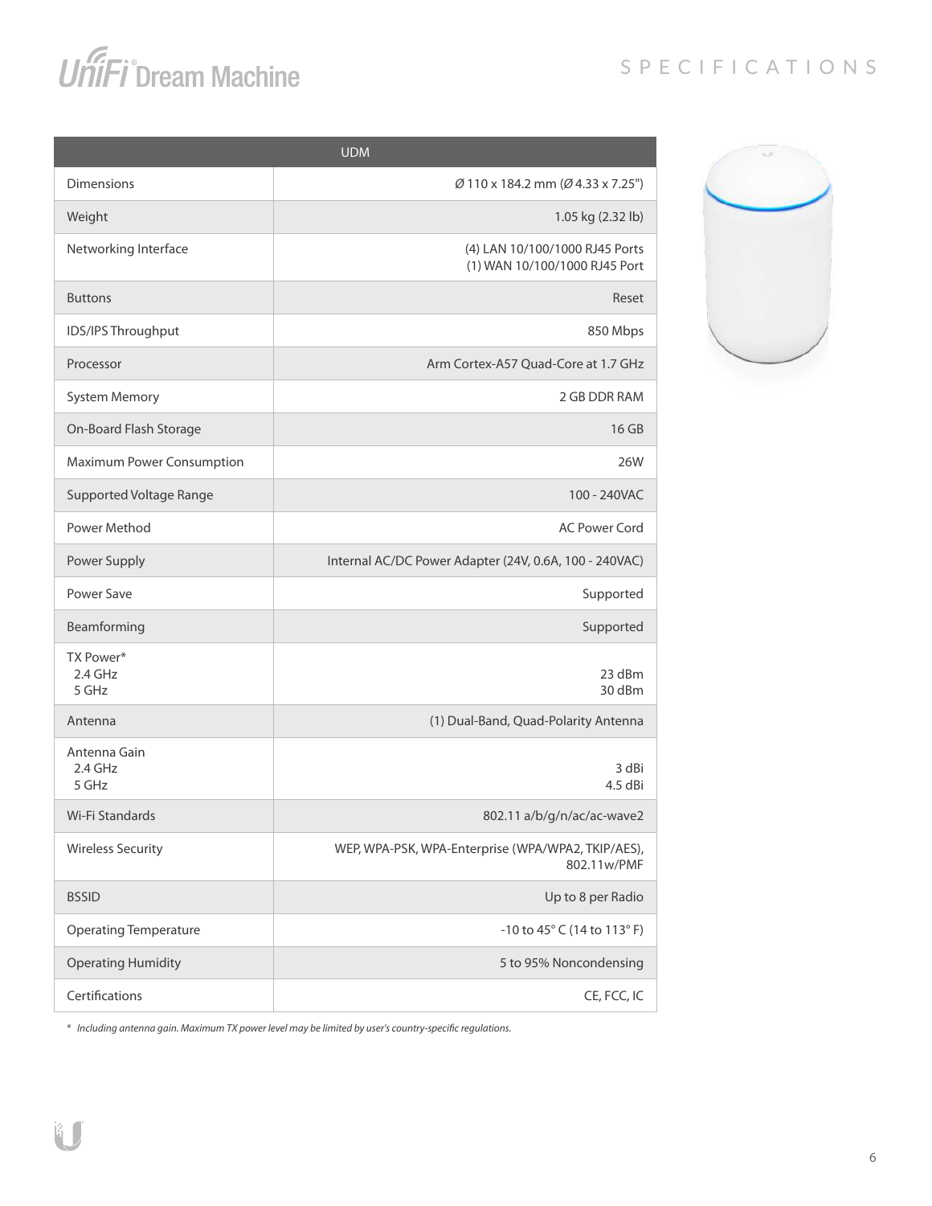# UniFi® Dream Machine

## SPECIFICATIONS

| UDM | |
|---|---|
| Dimensions | Ø 110 x 184.2 mm (Ø 4.33 x 7.25") |
| Weight | 1.05 kg (2.32 lb) |
| Networking Interface | (4) LAN 10/100/1000 RJ45 Ports<br>(1) WAN 10/100/1000 RJ45 Port |
| Buttons | Reset |
| IDS/IPS Throughput | 850 Mbps |
| Processor | Arm Cortex-A57 Quad-Core at 1.7 GHz |
| System Memory | 2 GB DDR RAM |
| On-Board Flash Storage | 16 GB |
| Maximum Power Consumption | 26W |
| Supported Voltage Range | 100 - 240VAC |
| Power Method | AC Power Cord |
| Power Supply | Internal AC/DC Power Adapter (24V, 0.6A, 100 - 240VAC) |
| Power Save | Supported |
| Beamforming | Supported |
| TX Power*<br>2.4 GHz<br>5 GHz | <br>23 dBm<br>30 dBm |
| Antenna | (1) Dual-Band, Quad-Polarity Antenna |
| Antenna Gain<br>2.4 GHz<br>5 GHz | <br>3 dBi<br>4.5 dBi |
| Wi-Fi Standards | 802.11 a/b/g/n/ac/ac-wave2 |
| Wireless Security | WEP, WPA-PSK, WPA-Enterprise (WPA/WPA2, TKIP/AES), 802.11w/PMF |
| BSSID | Up to 8 per Radio |
| Operating Temperature | -10 to 45° C (14 to 113° F) |
| Operating Humidity | 5 to 95% Noncondensing |
| Certifications | CE, FCC, IC |

\* *Including antenna gain. Maximum TX power level may be limited by user's country-specific regulations.*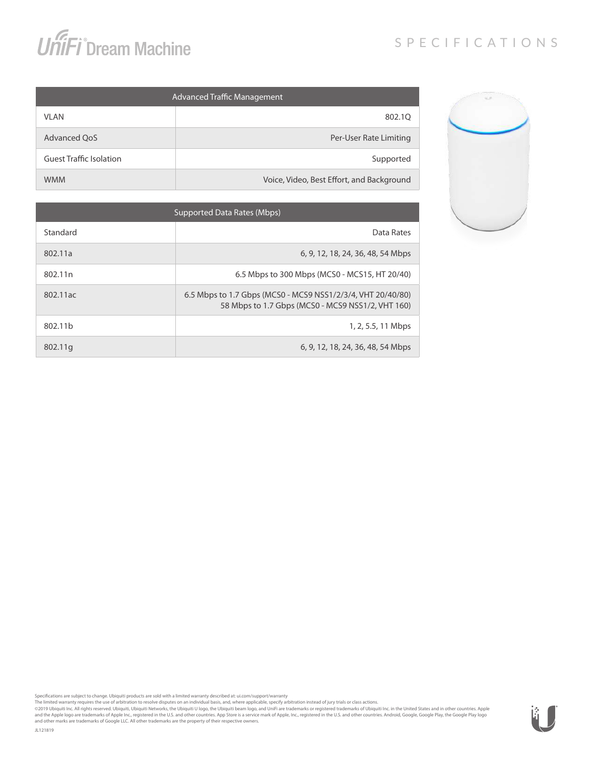| Advanced Traffic Management | |
|---|---|
| VLAN | 802.1Q |
| Advanced QoS | Per-User Rate Limiting |
| Guest Traffic Isolation | Supported |
| WMM | Voice, Video, Best Effort, and Background |

| Supported Data Rates (Mbps) | |
|---|---|
| Standard | Data Rates |
| 802.11a | 6, 9, 12, 18, 24, 36, 48, 54 Mbps |
| 802.11n | 6.5 Mbps to 300 Mbps (MCS0 - MCS15, HT 20/40) |
| 802.11ac | 6.5 Mbps to 1.7 Gbps (MCS0 - MCS9 NSS1/2/3/4, VHT 20/40/80)<br>58 Mbps to 1.7 Gbps (MCS0 - MCS9 NSS1/2, VHT 160) |
| 802.11b | 1, 2, 5.5, 11 Mbps |
| 802.11g | 6, 9, 12, 18, 24, 36, 48, 54 Mbps |

Specifications are subject to change. Ubiquiti products are sold with a limited warranty described at: ui.com/support/warranty
The limited warranty requires the use of arbitration to resolve disputes on an individual basis, and, where applicable, specify arbitration instead of jury trials or class actions.
©2019 Ubiquiti Inc. All rights reserved. Ubiquiti, Ubiquiti Networks, the Ubiquiti U logo, the Ubiquiti beam logo, and UniFi are trademarks or registered trademarks of Ubiquiti Inc. in the United States and in other countries. Apple and the Apple logo are trademarks of Apple Inc., registered in the U.S. and other countries. App Store is a service mark of Apple, Inc., registered in the U.S. and other countries. Android, Google, Google Play, the Google Play logo and other marks are trademarks of Google LLC. All other trademarks are the property of their respective owners.

JL121819